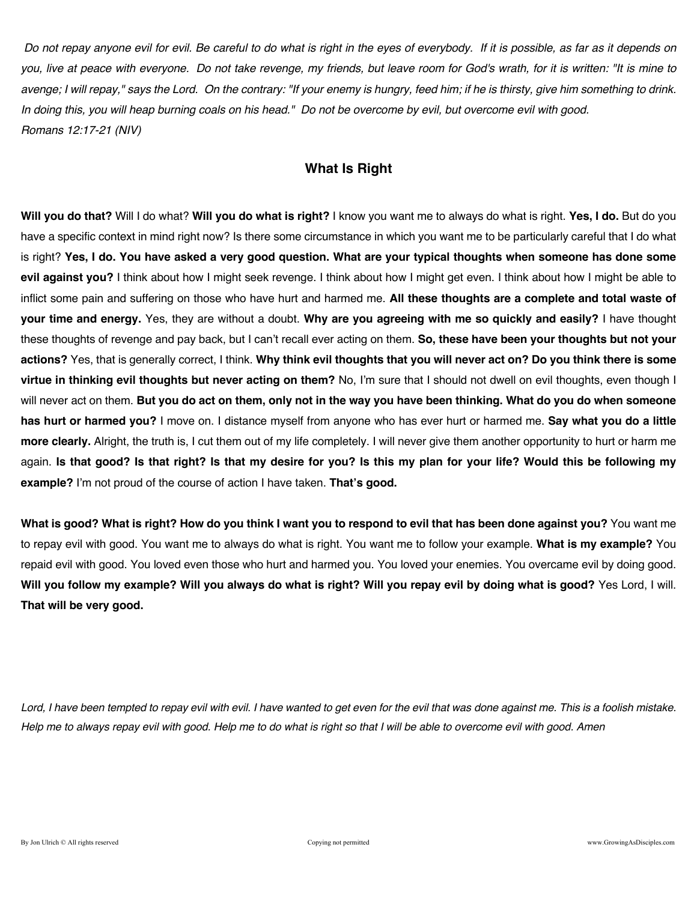*Do not repay anyone evil for evil. Be careful to do what is right in the eyes of everybody. If it is possible, as far as it depends on you, live at peace with everyone. Do not take revenge, my friends, but leave room for God's wrath, for it is written: "It is mine to avenge; I will repay," says the Lord. On the contrary: "If your enemy is hungry, feed him; if he is thirsty, give him something to drink. In doing this, you will heap burning coals on his head." Do not be overcome by evil, but overcome evil with good.*
*Romans 12:17-21 (NIV)*

## What Is Right

**Will you do that?** Will I do what? **Will you do what is right?** I know you want me to always do what is right. **Yes, I do.** But do you have a specific context in mind right now? Is there some circumstance in which you want me to be particularly careful that I do what is right? **Yes, I do. You have asked a very good question. What are your typical thoughts when someone has done some evil against you?** I think about how I might seek revenge. I think about how I might get even. I think about how I might be able to inflict some pain and suffering on those who have hurt and harmed me. **All these thoughts are a complete and total waste of your time and energy.** Yes, they are without a doubt. **Why are you agreeing with me so quickly and easily?** I have thought these thoughts of revenge and pay back, but I can't recall ever acting on them. **So, these have been your thoughts but not your actions?** Yes, that is generally correct, I think. **Why think evil thoughts that you will never act on? Do you think there is some virtue in thinking evil thoughts but never acting on them?** No, I'm sure that I should not dwell on evil thoughts, even though I will never act on them. **But you do act on them, only not in the way you have been thinking. What do you do when someone has hurt or harmed you?** I move on. I distance myself from anyone who has ever hurt or harmed me. **Say what you do a little more clearly.** Alright, the truth is, I cut them out of my life completely. I will never give them another opportunity to hurt or harm me again. **Is that good? Is that right? Is that my desire for you? Is this my plan for your life? Would this be following my example?** I'm not proud of the course of action I have taken. **That's good.**

**What is good? What is right? How do you think I want you to respond to evil that has been done against you?** You want me to repay evil with good. You want me to always do what is right. You want me to follow your example. **What is my example?** You repaid evil with good. You loved even those who hurt and harmed you. You loved your enemies. You overcame evil by doing good. **Will you follow my example? Will you always do what is right? Will you repay evil by doing what is good?** Yes Lord, I will. **That will be very good.**

*Lord, I have been tempted to repay evil with evil. I have wanted to get even for the evil that was done against me. This is a foolish mistake. Help me to always repay evil with good. Help me to do what is right so that I will be able to overcome evil with good. Amen*

By Jon Ulrich © All rights reserved Copying not permitted www.GrowingAsDisciples.com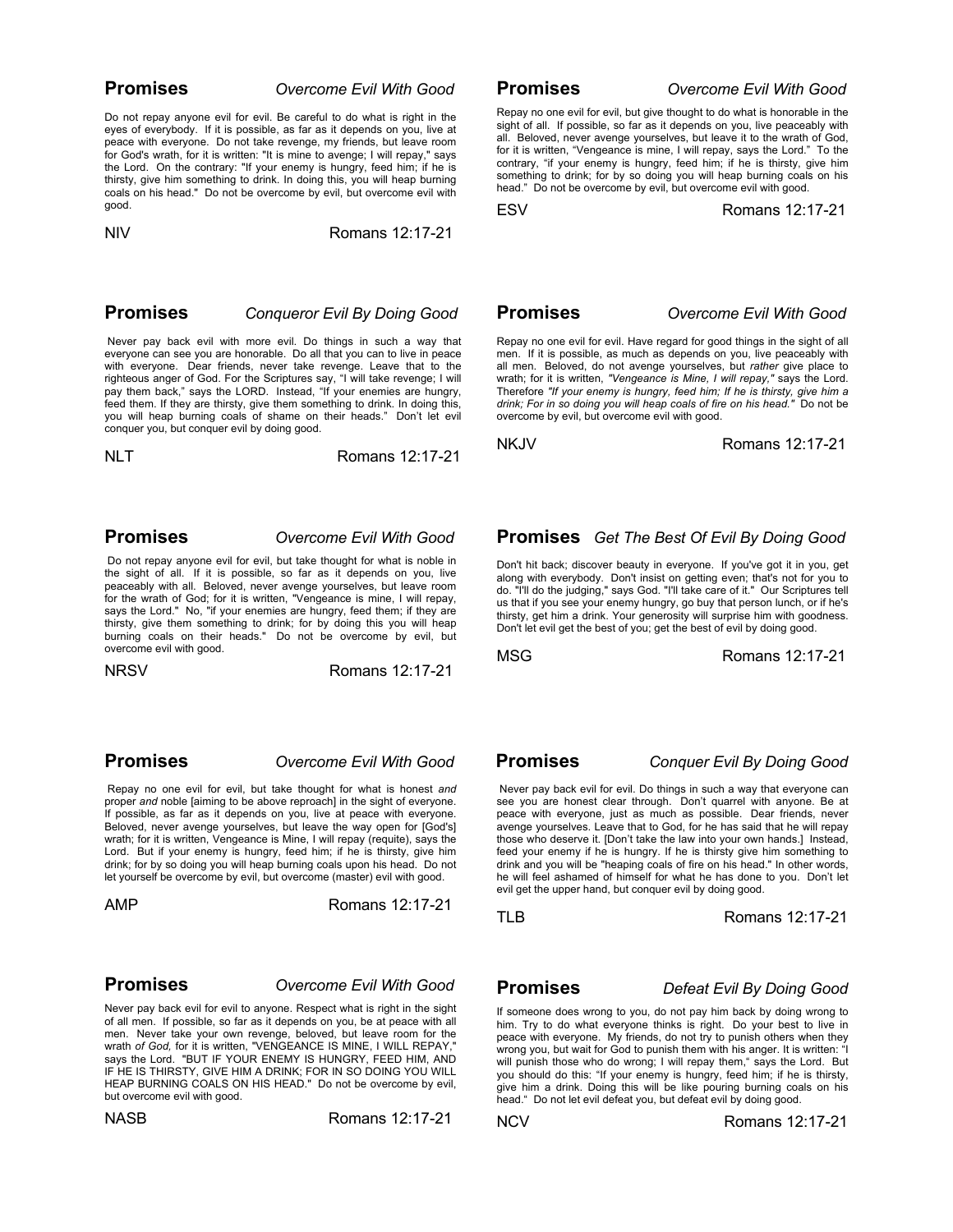**Promises** *Overcome Evil With Good*

Do not repay anyone evil for evil. Be careful to do what is right in the eyes of everybody. If it is possible, as far as it depends on you, live at peace with everyone. Do not take revenge, my friends, but leave room for God's wrath, for it is written: "It is mine to avenge; I will repay," says the Lord. On the contrary: "If your enemy is hungry, feed him; if he is thirsty, give him something to drink. In doing this, you will heap burning coals on his head." Do not be overcome by evil, but overcome evil with good.

NIV Romans 12:17-21

**Promises** *Overcome Evil With Good*

Repay no one evil for evil, but give thought to do what is honorable in the sight of all. If possible, so far as it depends on you, live peaceably with all. Beloved, never avenge yourselves, but leave it to the wrath of God, for it is written, "Vengeance is mine, I will repay, says the Lord." To the contrary, "if your enemy is hungry, feed him; if he is thirsty, give him something to drink; for by so doing you will heap burning coals on his head." Do not be overcome by evil, but overcome evil with good.

ESV Romans 12:17-21

**Promises** *Conqueror Evil By Doing Good*

Never pay back evil with more evil. Do things in such a way that everyone can see you are honorable. Do all that you can to live in peace with everyone. Dear friends, never take revenge. Leave that to the righteous anger of God. For the Scriptures say, "I will take revenge; I will pay them back," says the LORD. Instead, "If your enemies are hungry, feed them. If they are thirsty, give them something to drink. In doing this, you will heap burning coals of shame on their heads." Don't let evil conquer you, but conquer evil by doing good.

NLT Romans 12:17-21

**Promises** *Overcome Evil With Good*

Repay no one evil for evil. Have regard for good things in the sight of all men. If it is possible, as much as depends on you, live peaceably with all men. Beloved, do not avenge yourselves, but *rather* give place to wrath; for it is written, *"Vengeance is Mine, I will repay,"* says the Lord. Therefore *"If your enemy is hungry, feed him; If he is thirsty, give him a drink; For in so doing you will heap coals of fire on his head."* Do not be overcome by evil, but overcome evil with good.

NKJV Romans 12:17-21

**Promises** *Overcome Evil With Good*

Do not repay anyone evil for evil, but take thought for what is noble in the sight of all. If it is possible, so far as it depends on you, live peaceably with all. Beloved, never avenge yourselves, but leave room for the wrath of God; for it is written, "Vengeance is mine, I will repay, says the Lord." No, "if your enemies are hungry, feed them; if they are thirsty, give them something to drink; for by doing this you will heap burning coals on their heads." Do not be overcome by evil, but overcome evil with good.

NRSV Romans 12:17-21

**Promises** *Get The Best Of Evil By Doing Good*

Don't hit back; discover beauty in everyone. If you've got it in you, get along with everybody. Don't insist on getting even; that's not for you to do. "I'll do the judging," says God. "I'll take care of it." Our Scriptures tell us that if you see your enemy hungry, go buy that person lunch, or if he's thirsty, get him a drink. Your generosity will surprise him with goodness. Don't let evil get the best of you; get the best of evil by doing good.

MSG Romans 12:17-21

**Promises** *Overcome Evil With Good*

Repay no one evil for evil, but take thought for what is honest *and* proper *and* noble [aiming to be above reproach] in the sight of everyone. If possible, as far as it depends on you, live at peace with everyone. Beloved, never avenge yourselves, but leave the way open for [God's] wrath; for it is written, Vengeance is Mine, I will repay (requite), says the Lord. But if your enemy is hungry, feed him; if he is thirsty, give him drink; for by so doing you will heap burning coals upon his head. Do not let yourself be overcome by evil, but overcome (master) evil with good.

AMP Romans 12:17-21

**Promises** *Conquer Evil By Doing Good*

Never pay back evil for evil. Do things in such a way that everyone can see you are honest clear through. Don't quarrel with anyone. Be at peace with everyone, just as much as possible. Dear friends, never avenge yourselves. Leave that to God, for he has said that he will repay those who deserve it. [Don't take the law into your own hands.] Instead, feed your enemy if he is hungry. If he is thirsty give him something to drink and you will be "heaping coals of fire on his head." In other words, he will feel ashamed of himself for what he has done to you. Don't let evil get the upper hand, but conquer evil by doing good.

TLB Romans 12:17-21

**Promises** *Overcome Evil With Good*

Never pay back evil for evil to anyone. Respect what is right in the sight of all men. If possible, so far as it depends on you, be at peace with all men. Never take your own revenge, beloved, but leave room for the wrath *of God,* for it is written, "VENGEANCE IS MINE, I WILL REPAY," says the Lord. "BUT IF YOUR ENEMY IS HUNGRY, FEED HIM, AND IF HE IS THIRSTY, GIVE HIM A DRINK; FOR IN SO DOING YOU WILL HEAP BURNING COALS ON HIS HEAD." Do not be overcome by evil, but overcome evil with good.

NASB Romans 12:17-21

**Promises** *Defeat Evil By Doing Good*

If someone does wrong to you, do not pay him back by doing wrong to him. Try to do what everyone thinks is right. Do your best to live in peace with everyone. My friends, do not try to punish others when they wrong you, but wait for God to punish them with his anger. It is written: "I will punish those who do wrong; I will repay them," says the Lord. But you should do this: "If your enemy is hungry, feed him; if he is thirsty, give him a drink. Doing this will be like pouring burning coals on his head." Do not let evil defeat you, but defeat evil by doing good.

NCV Romans 12:17-21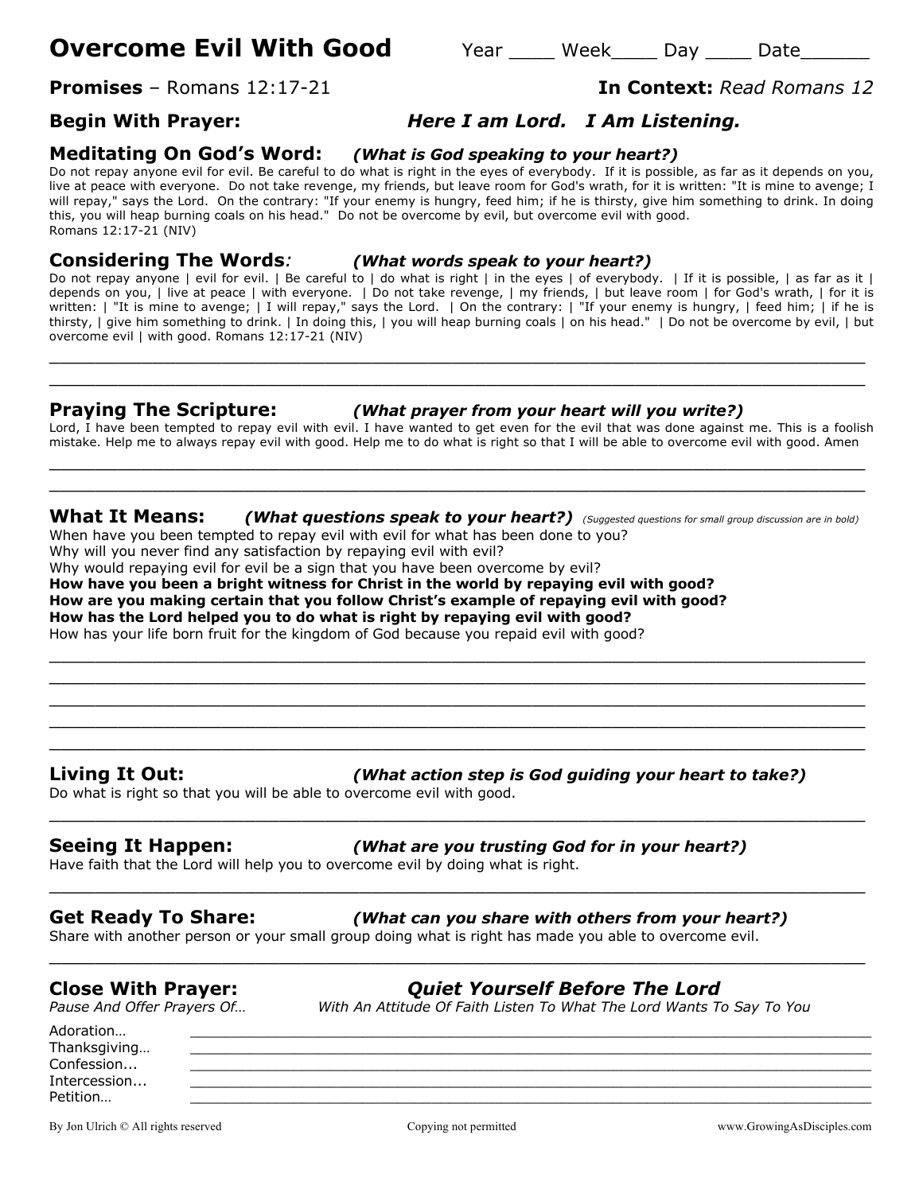# Overcome Evil With Good

Year ____ Week____ Day ____ Date______

**Promises** – Romans 12:17-21

**In Context:** *Read Romans 12*

**Begin With Prayer:** ***Here I am Lord. I Am Listening.***

## Meditating On God's Word: *(What is God speaking to your heart?)*

Do not repay anyone evil for evil. Be careful to do what is right in the eyes of everybody. If it is possible, as far as it depends on you, live at peace with everyone. Do not take revenge, my friends, but leave room for God's wrath, for it is written: "It is mine to avenge; I will repay," says the Lord. On the contrary: "If your enemy is hungry, feed him; if he is thirsty, give him something to drink. In doing this, you will heap burning coals on his head." Do not be overcome by evil, but overcome evil with good.
Romans 12:17-21 (NIV)

## Considering The Words*:* *(What words speak to your heart?)*

Do not repay anyone | evil for evil. | Be careful to | do what is right | in the eyes | of everybody. | If it is possible, | as far as it | depends on you, | live at peace | with everyone. | Do not take revenge, | my friends, | but leave room | for God's wrath, | for it is written: | "It is mine to avenge; | I will repay," says the Lord. | On the contrary: | "If your enemy is hungry, | feed him; | if he is thirsty, | give him something to drink. | In doing this, | you will heap burning coals | on his head." | Do not be overcome by evil, | but overcome evil | with good. Romans 12:17-21 (NIV)

______________________________________________________________________________

______________________________________________________________________________

## Praying The Scripture: *(What prayer from your heart will you write?)*

Lord, I have been tempted to repay evil with evil. I have wanted to get even for the evil that was done against me. This is a foolish mistake. Help me to always repay evil with good. Help me to do what is right so that I will be able to overcome evil with good. Amen

______________________________________________________________________________

______________________________________________________________________________

## What It Means: *(What questions speak to your heart?)* *(Suggested questions for small group discussion are in bold)*

When have you been tempted to repay evil with evil for what has been done to you?
Why will you never find any satisfaction by repaying evil with evil?
Why would repaying evil for evil be a sign that you have been overcome by evil?
**How have you been a bright witness for Christ in the world by repaying evil with good?**
**How are you making certain that you follow Christ's example of repaying evil with good?**
**How has the Lord helped you to do what is right by repaying evil with good?**
How has your life born fruit for the kingdom of God because you repaid evil with good?

______________________________________________________________________________

______________________________________________________________________________

______________________________________________________________________________

______________________________________________________________________________

______________________________________________________________________________

## Living It Out: *(What action step is God guiding your heart to take?)*

Do what is right so that you will be able to overcome evil with good.

______________________________________________________________________________

## Seeing It Happen: *(What are you trusting God for in your heart?)*

Have faith that the Lord will help you to overcome evil by doing what is right.

______________________________________________________________________________

## Get Ready To Share: *(What can you share with others from your heart?)*

Share with another person or your small group doing what is right has made you able to overcome evil.

______________________________________________________________________________

## Close With Prayer: ***Quiet Yourself Before The Lord***

*Pause And Offer Prayers Of…* *With An Attitude Of Faith Listen To What The Lord Wants To Say To You*

Adoration… ______________________________________________________________
Thanksgiving… ______________________________________________________________
Confession... ______________________________________________________________
Intercession... ______________________________________________________________
Petition… ______________________________________________________________

By Jon Ulrich © All rights reserved    Copying not permitted    www.GrowingAsDisciples.com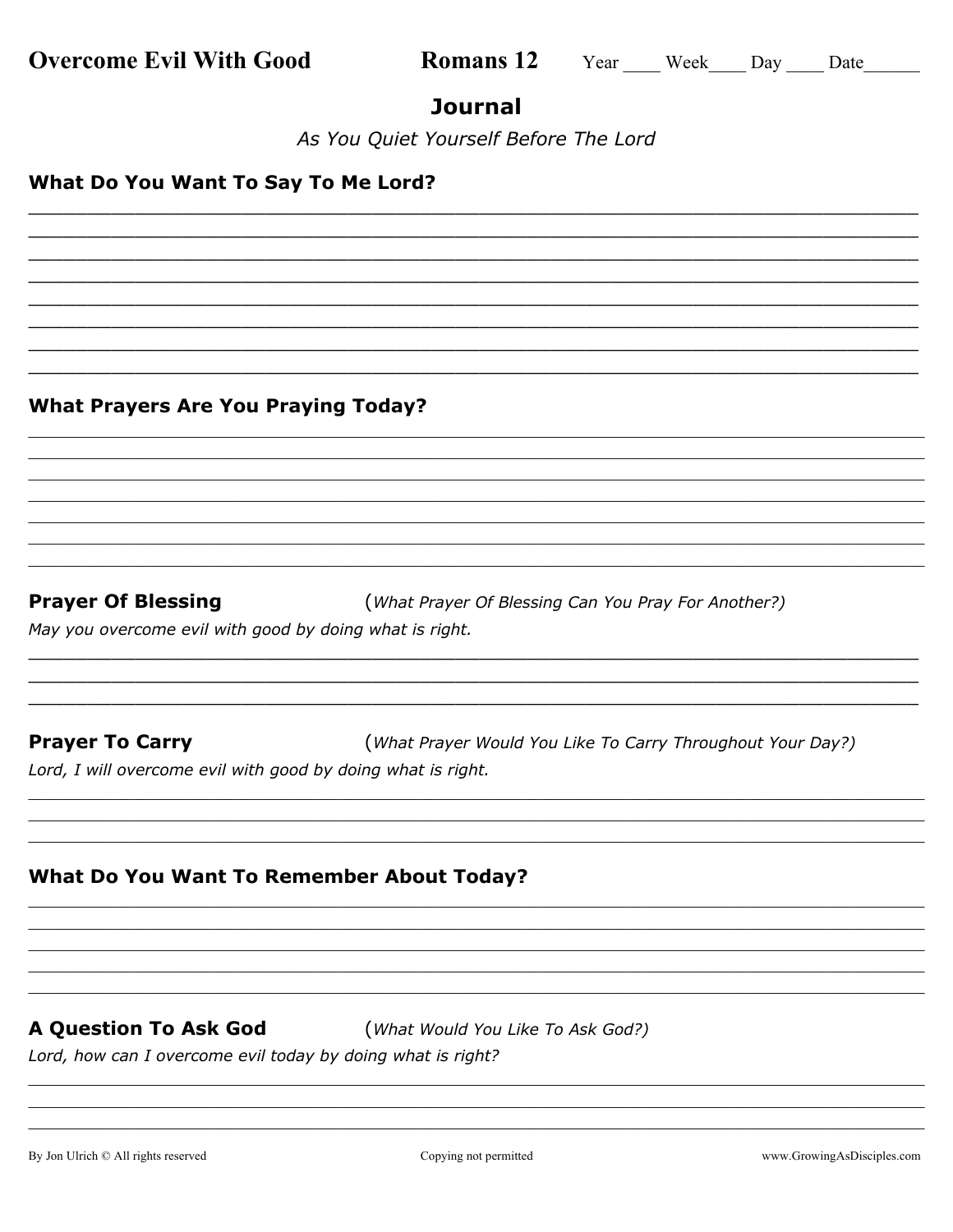**Overcome Evil With Good** **Romans 12** Year ____ Week____ Day ____ Date______

## Journal

*As You Quiet Yourself Before The Lord*

### What Do You Want To Say To Me Lord?

___________________________________________________________________________
___________________________________________________________________________
___________________________________________________________________________
___________________________________________________________________________
___________________________________________________________________________
___________________________________________________________________________
___________________________________________________________________________
___________________________________________________________________________

### What Prayers Are You Praying Today?

___________________________________________________________________________
___________________________________________________________________________
___________________________________________________________________________
___________________________________________________________________________
___________________________________________________________________________
___________________________________________________________________________
___________________________________________________________________________

### Prayer Of Blessing (*What Prayer Of Blessing Can You Pray For Another?*)

*May you overcome evil with good by doing what is right.*

___________________________________________________________________________
___________________________________________________________________________
___________________________________________________________________________

### Prayer To Carry (*What Prayer Would You Like To Carry Throughout Your Day?*)

*Lord, I will overcome evil with good by doing what is right.*

___________________________________________________________________________
___________________________________________________________________________
___________________________________________________________________________

### What Do You Want To Remember About Today?

___________________________________________________________________________
___________________________________________________________________________
___________________________________________________________________________
___________________________________________________________________________
___________________________________________________________________________

### A Question To Ask God (*What Would You Like To Ask God?*)

*Lord, how can I overcome evil today by doing what is right?*

___________________________________________________________________________
___________________________________________________________________________
___________________________________________________________________________

By Jon Ulrich © All rights reserved Copying not permitted www.GrowingAsDisciples.com